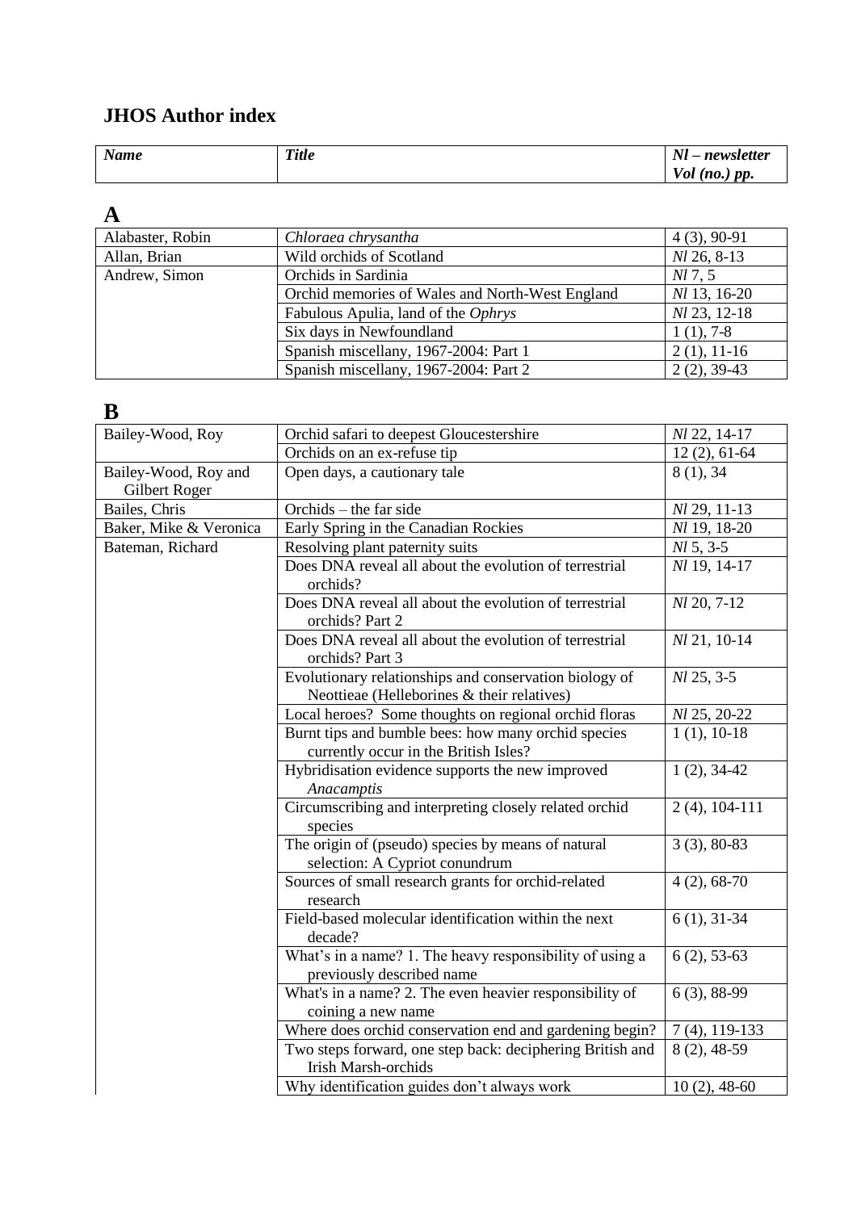## JHOS Author index

| *Name* | *Title* | *Nl – newsletter Vol (no.) pp.* |
|---|---|---|

### A

| Name | Title | Vol (no.) pp. |
|---|---|---|
| Alabaster, Robin | *Chloraea chrysantha* | 4 (3), 90-91 |
| Allan, Brian | Wild orchids of Scotland | *Nl* 26, 8-13 |
| Andrew, Simon | Orchids in Sardinia | *Nl* 7, 5 |
| | Orchid memories of Wales and North-West England | *Nl* 13, 16-20 |
| | Fabulous Apulia, land of the *Ophrys* | *Nl* 23, 12-18 |
| | Six days in Newfoundland | 1 (1), 7-8 |
| | Spanish miscellany, 1967-2004: Part 1 | 2 (1), 11-16 |
| | Spanish miscellany, 1967-2004: Part 2 | 2 (2), 39-43 |

### B

| Name | Title | Vol (no.) pp. |
|---|---|---|
| Bailey-Wood, Roy | Orchid safari to deepest Gloucestershire | *Nl* 22, 14-17 |
| | Orchids on an ex-refuse tip | 12 (2), 61-64 |
| Bailey-Wood, Roy and Gilbert Roger | Open days, a cautionary tale | 8 (1), 34 |
| Bailes, Chris | Orchids – the far side | *Nl* 29, 11-13 |
| Baker, Mike & Veronica | Early Spring in the Canadian Rockies | *Nl* 19, 18-20 |
| Bateman, Richard | Resolving plant paternity suits | *Nl* 5, 3-5 |
| | Does DNA reveal all about the evolution of terrestrial orchids? | *Nl* 19, 14-17 |
| | Does DNA reveal all about the evolution of terrestrial orchids? Part 2 | *Nl* 20, 7-12 |
| | Does DNA reveal all about the evolution of terrestrial orchids? Part 3 | *Nl* 21, 10-14 |
| | Evolutionary relationships and conservation biology of Neottieae (Helleborines & their relatives) | *Nl* 25, 3-5 |
| | Local heroes? Some thoughts on regional orchid floras | *Nl* 25, 20-22 |
| | Burnt tips and bumble bees: how many orchid species currently occur in the British Isles? | 1 (1), 10-18 |
| | Hybridisation evidence supports the new improved *Anacamptis* | 1 (2), 34-42 |
| | Circumscribing and interpreting closely related orchid species | 2 (4), 104-111 |
| | The origin of (pseudo) species by means of natural selection: A Cypriot conundrum | 3 (3), 80-83 |
| | Sources of small research grants for orchid-related research | 4 (2), 68-70 |
| | Field-based molecular identification within the next decade? | 6 (1), 31-34 |
| | What's in a name? 1. The heavy responsibility of using a previously described name | 6 (2), 53-63 |
| | What's in a name? 2. The even heavier responsibility of coining a new name | 6 (3), 88-99 |
| | Where does orchid conservation end and gardening begin? | 7 (4), 119-133 |
| | Two steps forward, one step back: deciphering British and Irish Marsh-orchids | 8 (2), 48-59 |
| | Why identification guides don't always work | 10 (2), 48-60 |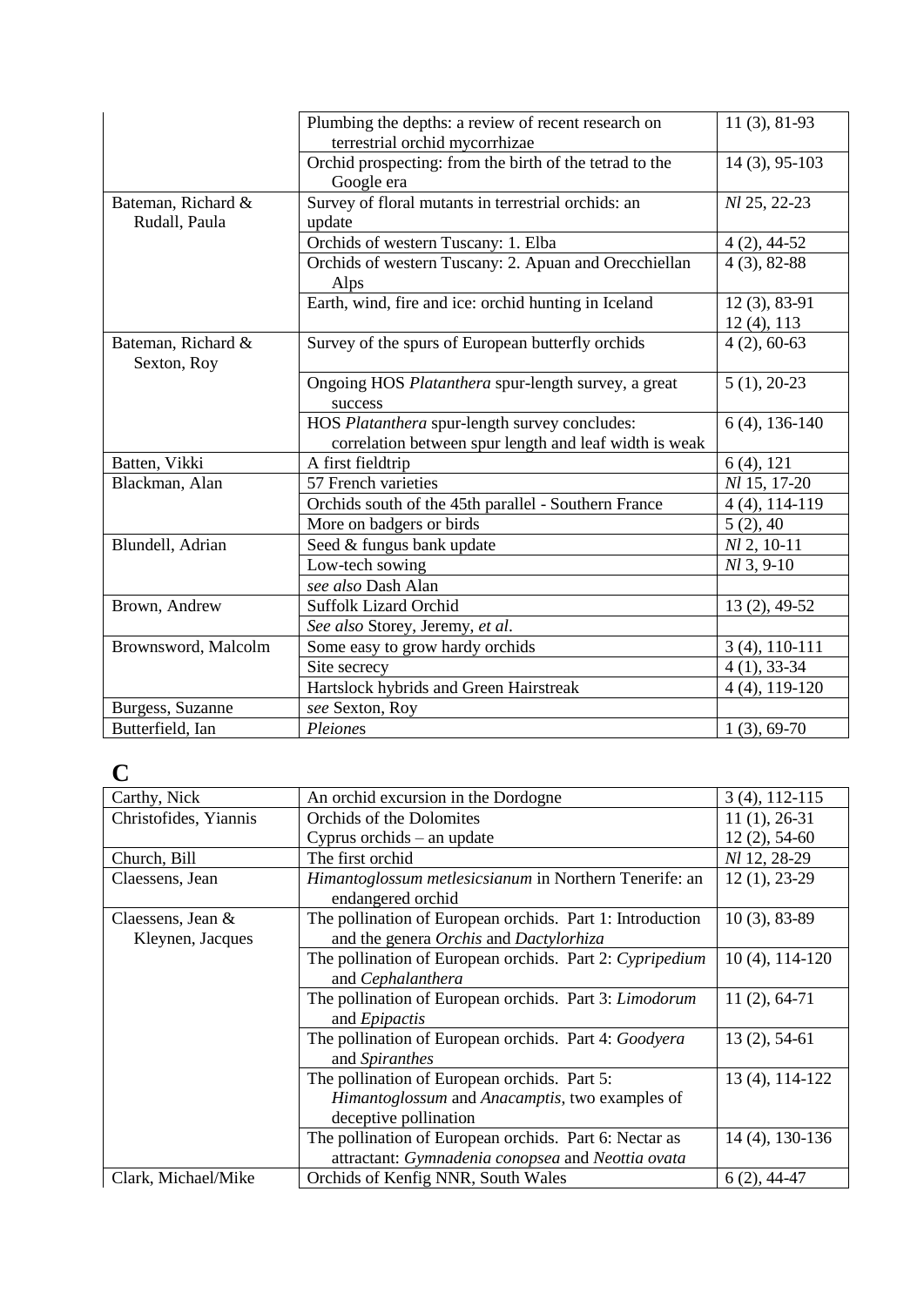| | | |
|---|---|---|
| | Plumbing the depths: a review of recent research on terrestrial orchid mycorrhizae | 11 (3), 81-93 |
| | Orchid prospecting: from the birth of the tetrad to the Google era | 14 (3), 95-103 |
| Bateman, Richard & Rudall, Paula | Survey of floral mutants in terrestrial orchids: an update | *Nl* 25, 22-23 |
| | Orchids of western Tuscany: 1. Elba | 4 (2), 44-52 |
| | Orchids of western Tuscany: 2. Apuan and Orecchiellan Alps | 4 (3), 82-88 |
| | Earth, wind, fire and ice: orchid hunting in Iceland | 12 (3), 83-91<br>12 (4), 113 |
| Bateman, Richard & Sexton, Roy | Survey of the spurs of European butterfly orchids | 4 (2), 60-63 |
| | Ongoing HOS *Platanthera* spur-length survey, a great success | 5 (1), 20-23 |
| | HOS *Platanthera* spur-length survey concludes: correlation between spur length and leaf width is weak | 6 (4), 136-140 |
| Batten, Vikki | A first fieldtrip | 6 (4), 121 |
| Blackman, Alan | 57 French varieties | *Nl* 15, 17-20 |
| | Orchids south of the 45th parallel - Southern France | 4 (4), 114-119 |
| | More on badgers or birds | 5 (2), 40 |
| Blundell, Adrian | Seed & fungus bank update | *Nl* 2, 10-11 |
| | Low-tech sowing | *Nl* 3, 9-10 |
| | *see also* Dash Alan | |
| Brown, Andrew | Suffolk Lizard Orchid | 13 (2), 49-52 |
| | *See also* Storey, Jeremy, *et al*. | |
| Brownsword, Malcolm | Some easy to grow hardy orchids | 3 (4), 110-111 |
| | Site secrecy | 4 (1), 33-34 |
| | Hartslock hybrids and Green Hairstreak | 4 (4), 119-120 |
| Burgess, Suzanne | *see* Sexton, Roy | |
| Butterfield, Ian | *Pleione*s | 1 (3), 69-70 |

# C

| | | |
|---|---|---|
| Carthy, Nick | An orchid excursion in the Dordogne | 3 (4), 112-115 |
| Christofides, Yiannis | Orchids of the Dolomites<br>Cyprus orchids – an update | 11 (1), 26-31<br>12 (2), 54-60 |
| Church, Bill | The first orchid | *Nl* 12, 28-29 |
| Claessens, Jean | *Himantoglossum metlesicsianum* in Northern Tenerife: an endangered orchid | 12 (1), 23-29 |
| Claessens, Jean & Kleynen, Jacques | The pollination of European orchids. Part 1: Introduction and the genera *Orchis* and *Dactylorhiza* | 10 (3), 83-89 |
| | The pollination of European orchids. Part 2: *Cypripedium* and *Cephalanthera* | 10 (4), 114-120 |
| | The pollination of European orchids. Part 3: *Limodorum* and *Epipactis* | 11 (2), 64-71 |
| | The pollination of European orchids. Part 4: *Goodyera* and *Spiranthes* | 13 (2), 54-61 |
| | The pollination of European orchids. Part 5: *Himantoglossum* and *Anacamptis*, two examples of deceptive pollination | 13 (4), 114-122 |
| | The pollination of European orchids. Part 6: Nectar as attractant: *Gymnadenia conopsea* and *Neottia ovata* | 14 (4), 130-136 |
| Clark, Michael/Mike | Orchids of Kenfig NNR, South Wales | 6 (2), 44-47 |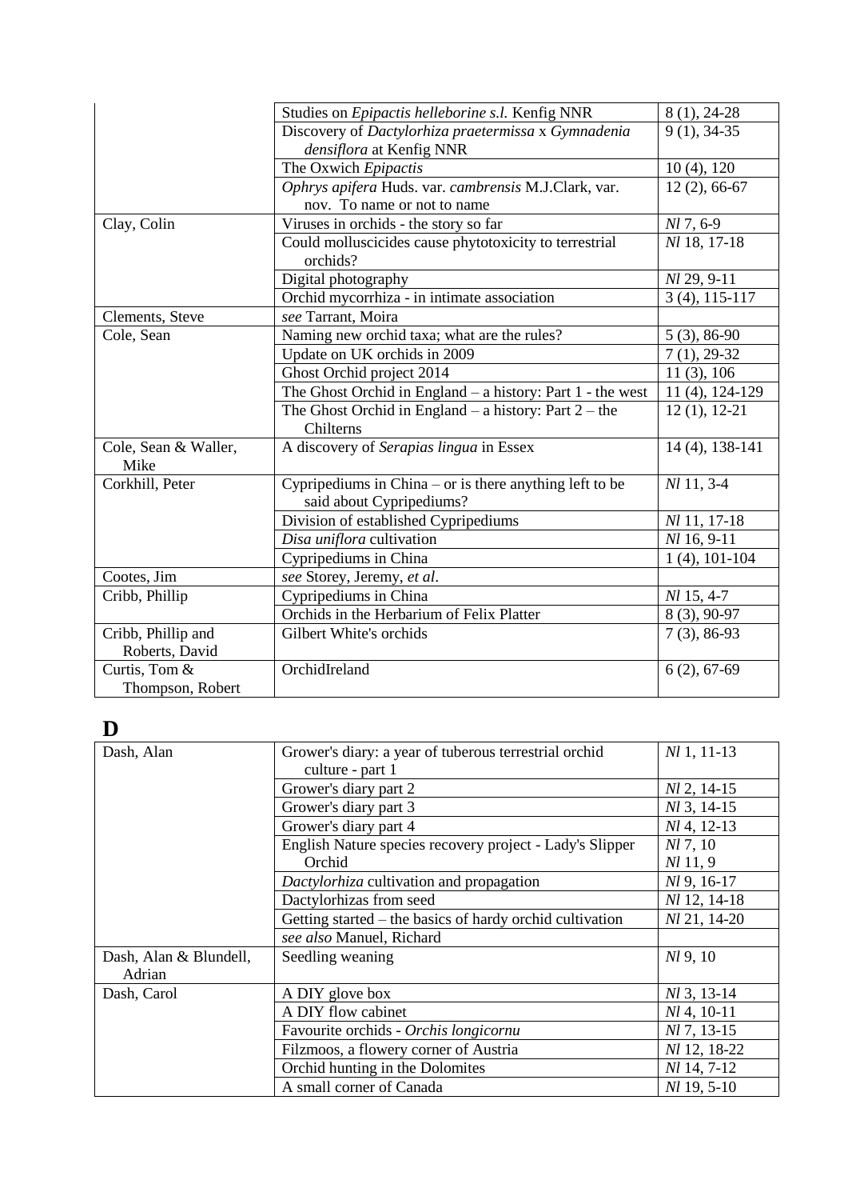| | | |
|---|---|---|
| | Studies on *Epipactis helleborine s.l.* Kenfig NNR | 8 (1), 24-28 |
| | Discovery of *Dactylorhiza praetermissa* x *Gymnadenia densiflora* at Kenfig NNR | 9 (1), 34-35 |
| | The Oxwich *Epipactis* | 10 (4), 120 |
| | *Ophrys apifera* Huds. var. *cambrensis* M.J.Clark, var. nov. To name or not to name | 12 (2), 66-67 |
| Clay, Colin | Viruses in orchids - the story so far | *Nl* 7, 6-9 |
| | Could molluscicides cause phytotoxicity to terrestrial orchids? | *Nl* 18, 17-18 |
| | Digital photography | *Nl* 29, 9-11 |
| | Orchid mycorrhiza - in intimate association | 3 (4), 115-117 |
| Clements, Steve | *see* Tarrant, Moira | |
| Cole, Sean | Naming new orchid taxa; what are the rules? | 5 (3), 86-90 |
| | Update on UK orchids in 2009 | 7 (1), 29-32 |
| | Ghost Orchid project 2014 | 11 (3), 106 |
| | The Ghost Orchid in England – a history: Part 1 - the west | 11 (4), 124-129 |
| | The Ghost Orchid in England – a history: Part 2 – the Chilterns | 12 (1), 12-21 |
| Cole, Sean & Waller, Mike | A discovery of *Serapias lingua* in Essex | 14 (4), 138-141 |
| Corkhill, Peter | Cypripediums in China – or is there anything left to be said about Cypripediums? | *Nl* 11, 3-4 |
| | Division of established Cypripediums | *Nl* 11, 17-18 |
| | *Disa uniflora* cultivation | *Nl* 16, 9-11 |
| | Cypripediums in China | 1 (4), 101-104 |
| Cootes, Jim | *see* Storey, Jeremy, *et al*. | |
| Cribb, Phillip | Cypripediums in China | *Nl* 15, 4-7 |
| | Orchids in the Herbarium of Felix Platter | 8 (3), 90-97 |
| Cribb, Phillip and Roberts, David | Gilbert White's orchids | 7 (3), 86-93 |
| Curtis, Tom & Thompson, Robert | OrchidIreland | 6 (2), 67-69 |

# D

| | | |
|---|---|---|
| Dash, Alan | Grower's diary: a year of tuberous terrestrial orchid culture - part 1 | *Nl* 1, 11-13 |
| | Grower's diary part 2 | *Nl* 2, 14-15 |
| | Grower's diary part 3 | *Nl* 3, 14-15 |
| | Grower's diary part 4 | *Nl* 4, 12-13 |
| | English Nature species recovery project - Lady's Slipper Orchid | *Nl* 7, 10<br>*Nl* 11, 9 |
| | *Dactylorhiza* cultivation and propagation | *Nl* 9, 16-17 |
| | Dactylorhizas from seed | *Nl* 12, 14-18 |
| | Getting started – the basics of hardy orchid cultivation | *Nl* 21, 14-20 |
| | *see also* Manuel, Richard | |
| Dash, Alan & Blundell, Adrian | Seedling weaning | *Nl* 9, 10 |
| Dash, Carol | A DIY glove box | *Nl* 3, 13-14 |
| | A DIY flow cabinet | *Nl* 4, 10-11 |
| | Favourite orchids - *Orchis longicornu* | *Nl* 7, 13-15 |
| | Filzmoos, a flowery corner of Austria | *Nl* 12, 18-22 |
| | Orchid hunting in the Dolomites | *Nl* 14, 7-12 |
| | A small corner of Canada | *Nl* 19, 5-10 |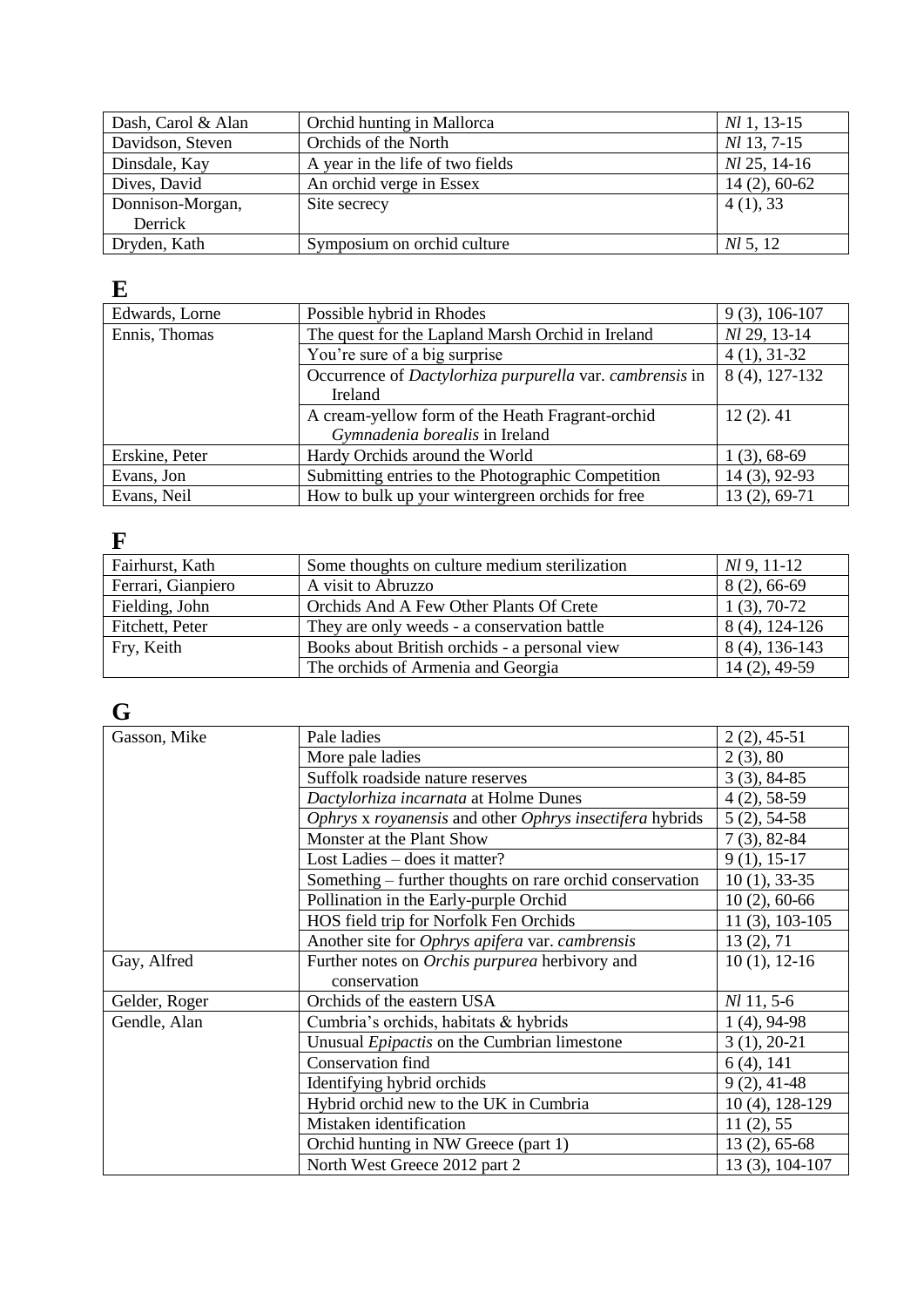| | | |
|---|---|---|
| Dash, Carol & Alan | Orchid hunting in Mallorca | *Nl* 1, 13-15 |
| Davidson, Steven | Orchids of the North | *Nl* 13, 7-15 |
| Dinsdale, Kay | A year in the life of two fields | *Nl* 25, 14-16 |
| Dives, David | An orchid verge in Essex | 14 (2), 60-62 |
| Donnison-Morgan, Derrick | Site secrecy | 4 (1), 33 |
| Dryden, Kath | Symposium on orchid culture | *Nl* 5, 12 |

## E

| | | |
|---|---|---|
| Edwards, Lorne | Possible hybrid in Rhodes | 9 (3), 106-107 |
| Ennis, Thomas | The quest for the Lapland Marsh Orchid in Ireland | *Nl* 29, 13-14 |
| | You're sure of a big surprise | 4 (1), 31-32 |
| | Occurrence of *Dactylorhiza purpurella* var. *cambrensis* in Ireland | 8 (4), 127-132 |
| | A cream-yellow form of the Heath Fragrant-orchid *Gymnadenia borealis* in Ireland | 12 (2). 41 |
| Erskine, Peter | Hardy Orchids around the World | 1 (3), 68-69 |
| Evans, Jon | Submitting entries to the Photographic Competition | 14 (3), 92-93 |
| Evans, Neil | How to bulk up your wintergreen orchids for free | 13 (2), 69-71 |

## F

| | | |
|---|---|---|
| Fairhurst, Kath | Some thoughts on culture medium sterilization | *Nl* 9, 11-12 |
| Ferrari, Gianpiero | A visit to Abruzzo | 8 (2), 66-69 |
| Fielding, John | Orchids And A Few Other Plants Of Crete | 1 (3), 70-72 |
| Fitchett, Peter | They are only weeds - a conservation battle | 8 (4), 124-126 |
| Fry, Keith | Books about British orchids - a personal view | 8 (4), 136-143 |
| | The orchids of Armenia and Georgia | 14 (2), 49-59 |

## G

| | | |
|---|---|---|
| Gasson, Mike | Pale ladies | 2 (2), 45-51 |
| | More pale ladies | 2 (3), 80 |
| | Suffolk roadside nature reserves | 3 (3), 84-85 |
| | *Dactylorhiza incarnata* at Holme Dunes | 4 (2), 58-59 |
| | *Ophrys* x *royanensis* and other *Ophrys insectifera* hybrids | 5 (2), 54-58 |
| | Monster at the Plant Show | 7 (3), 82-84 |
| | Lost Ladies – does it matter? | 9 (1), 15-17 |
| | Something – further thoughts on rare orchid conservation | 10 (1), 33-35 |
| | Pollination in the Early-purple Orchid | 10 (2), 60-66 |
| | HOS field trip for Norfolk Fen Orchids | 11 (3), 103-105 |
| | Another site for *Ophrys apifera* var. *cambrensis* | 13 (2), 71 |
| Gay, Alfred | Further notes on *Orchis purpurea* herbivory and conservation | 10 (1), 12-16 |
| Gelder, Roger | Orchids of the eastern USA | *Nl* 11, 5-6 |
| Gendle, Alan | Cumbria's orchids, habitats & hybrids | 1 (4), 94-98 |
| | Unusual *Epipactis* on the Cumbrian limestone | 3 (1), 20-21 |
| | Conservation find | 6 (4), 141 |
| | Identifying hybrid orchids | 9 (2), 41-48 |
| | Hybrid orchid new to the UK in Cumbria | 10 (4), 128-129 |
| | Mistaken identification | 11 (2), 55 |
| | Orchid hunting in NW Greece (part 1) | 13 (2), 65-68 |
| | North West Greece 2012 part 2 | 13 (3), 104-107 |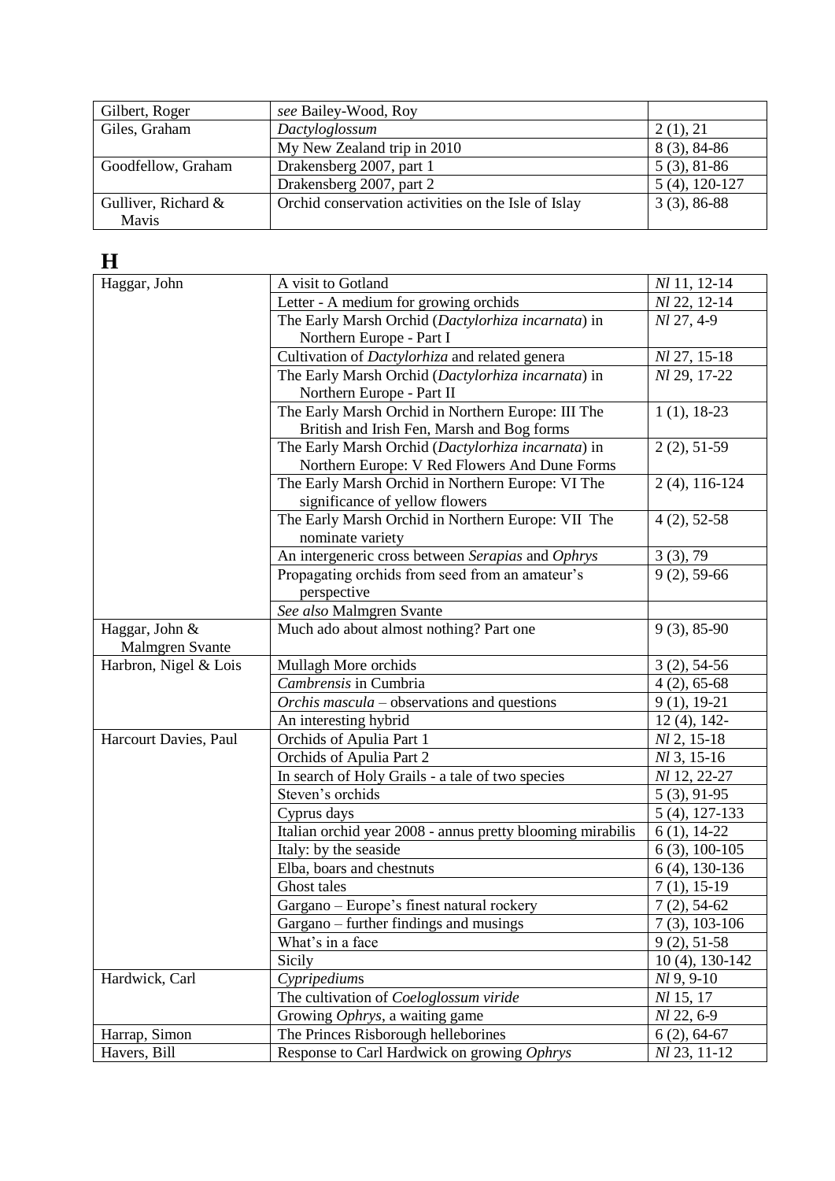| | | |
|---|---|---|
| Gilbert, Roger | *see* Bailey-Wood, Roy | |
| Giles, Graham | *Dactyloglossum* | 2 (1), 21 |
| | My New Zealand trip in 2010 | 8 (3), 84-86 |
| Goodfellow, Graham | Drakensberg 2007, part 1 | 5 (3), 81-86 |
| | Drakensberg 2007, part 2 | 5 (4), 120-127 |
| Gulliver, Richard & Mavis | Orchid conservation activities on the Isle of Islay | 3 (3), 86-88 |

# H

| | | |
|---|---|---|
| Haggar, John | A visit to Gotland | *Nl* 11, 12-14 |
| | Letter - A medium for growing orchids | *Nl* 22, 12-14 |
| | The Early Marsh Orchid (*Dactylorhiza incarnata*) in Northern Europe - Part I | *Nl* 27, 4-9 |
| | Cultivation of *Dactylorhiza* and related genera | *Nl* 27, 15-18 |
| | The Early Marsh Orchid (*Dactylorhiza incarnata*) in Northern Europe - Part II | *Nl* 29, 17-22 |
| | The Early Marsh Orchid in Northern Europe: III The British and Irish Fen, Marsh and Bog forms | 1 (1), 18-23 |
| | The Early Marsh Orchid (*Dactylorhiza incarnata*) in Northern Europe: V Red Flowers And Dune Forms | 2 (2), 51-59 |
| | The Early Marsh Orchid in Northern Europe: VI The significance of yellow flowers | 2 (4), 116-124 |
| | The Early Marsh Orchid in Northern Europe: VII The nominate variety | 4 (2), 52-58 |
| | An intergeneric cross between *Serapias* and *Ophrys* | 3 (3), 79 |
| | Propagating orchids from seed from an amateur's perspective | 9 (2), 59-66 |
| | *See also* Malmgren Svante | |
| Haggar, John & Malmgren Svante | Much ado about almost nothing? Part one | 9 (3), 85-90 |
| Harbron, Nigel & Lois | Mullagh More orchids | 3 (2), 54-56 |
| | *Cambrensis* in Cumbria | 4 (2), 65-68 |
| | *Orchis mascula* – observations and questions | 9 (1), 19-21 |
| | An interesting hybrid | 12 (4), 142- |
| Harcourt Davies, Paul | Orchids of Apulia Part 1 | *Nl* 2, 15-18 |
| | Orchids of Apulia Part 2 | *Nl* 3, 15-16 |
| | In search of Holy Grails - a tale of two species | *Nl* 12, 22-27 |
| | Steven's orchids | 5 (3), 91-95 |
| | Cyprus days | 5 (4), 127-133 |
| | Italian orchid year 2008 - annus pretty blooming mirabilis | 6 (1), 14-22 |
| | Italy: by the seaside | 6 (3), 100-105 |
| | Elba, boars and chestnuts | 6 (4), 130-136 |
| | Ghost tales | 7 (1), 15-19 |
| | Gargano – Europe's finest natural rockery | 7 (2), 54-62 |
| | Gargano – further findings and musings | 7 (3), 103-106 |
| | What's in a face | 9 (2), 51-58 |
| | Sicily | 10 (4), 130-142 |
| Hardwick, Carl | *Cypripedium*s | *Nl* 9, 9-10 |
| | The cultivation of *Coeloglossum viride* | *Nl* 15, 17 |
| | Growing *Ophrys*, a waiting game | *Nl* 22, 6-9 |
| Harrap, Simon | The Princes Risborough helleborines | 6 (2), 64-67 |
| Havers, Bill | Response to Carl Hardwick on growing *Ophrys* | *Nl* 23, 11-12 |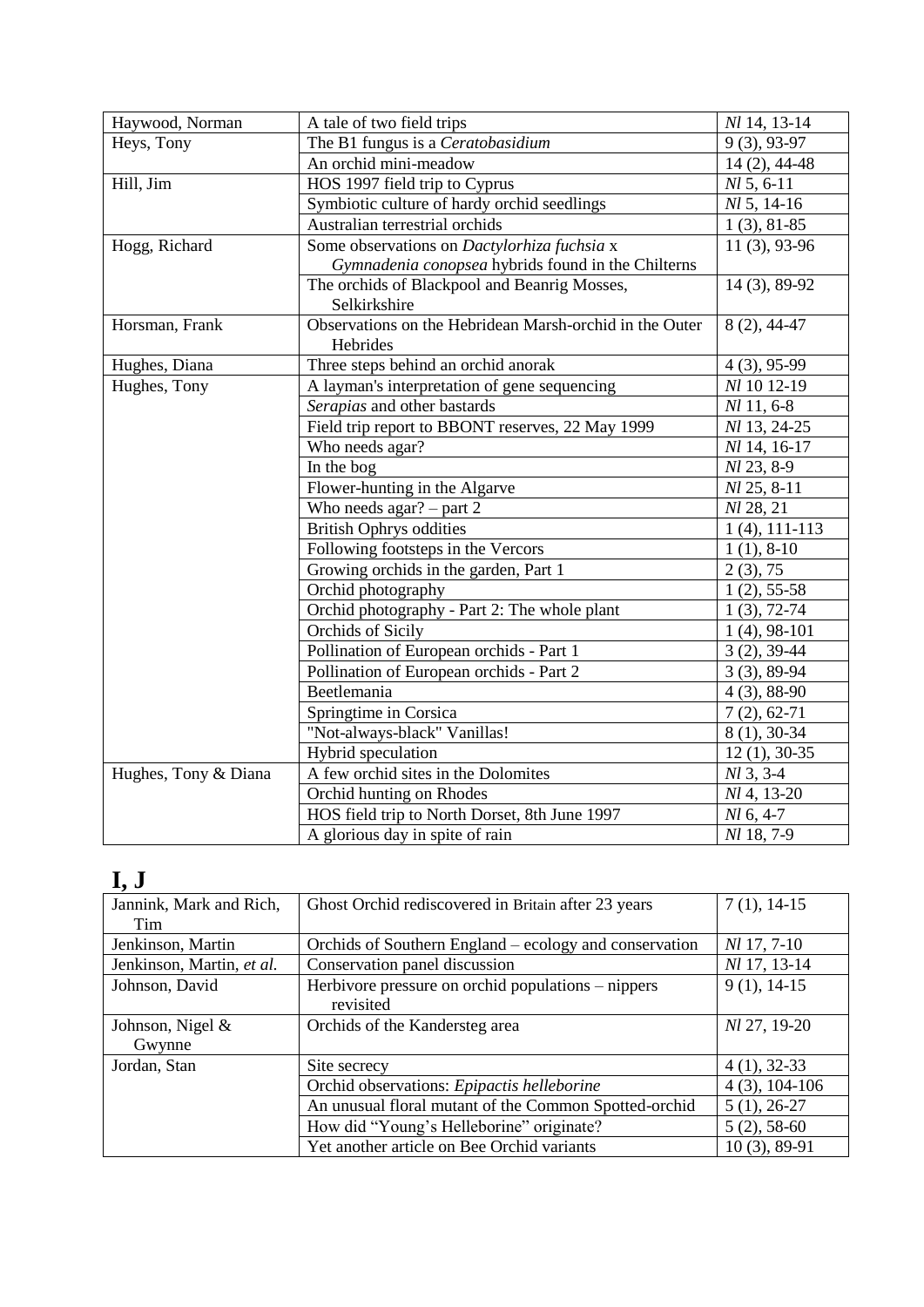| | | |
|---|---|---|
| Haywood, Norman | A tale of two field trips | *Nl* 14, 13-14 |
| Heys, Tony | The B1 fungus is a *Ceratobasidium* | 9 (3), 93-97 |
| | An orchid mini-meadow | 14 (2), 44-48 |
| Hill, Jim | HOS 1997 field trip to Cyprus | *Nl* 5, 6-11 |
| | Symbiotic culture of hardy orchid seedlings | *Nl* 5, 14-16 |
| | Australian terrestrial orchids | 1 (3), 81-85 |
| Hogg, Richard | Some observations on *Dactylorhiza fuchsia* x *Gymnadenia conopsea* hybrids found in the Chilterns | 11 (3), 93-96 |
| | The orchids of Blackpool and Beanrig Mosses, Selkirkshire | 14 (3), 89-92 |
| Horsman, Frank | Observations on the Hebridean Marsh-orchid in the Outer Hebrides | 8 (2), 44-47 |
| Hughes, Diana | Three steps behind an orchid anorak | 4 (3), 95-99 |
| Hughes, Tony | A layman's interpretation of gene sequencing | *Nl* 10 12-19 |
| | *Serapias* and other bastards | *Nl* 11, 6-8 |
| | Field trip report to BBONT reserves, 22 May 1999 | *Nl* 13, 24-25 |
| | Who needs agar? | *Nl* 14, 16-17 |
| | In the bog | *Nl* 23, 8-9 |
| | Flower-hunting in the Algarve | *Nl* 25, 8-11 |
| | Who needs agar? – part 2 | *Nl* 28, 21 |
| | British Ophrys oddities | 1 (4), 111-113 |
| | Following footsteps in the Vercors | 1 (1), 8-10 |
| | Growing orchids in the garden, Part 1 | 2 (3), 75 |
| | Orchid photography | 1 (2), 55-58 |
| | Orchid photography - Part 2: The whole plant | 1 (3), 72-74 |
| | Orchids of Sicily | 1 (4), 98-101 |
| | Pollination of European orchids - Part 1 | 3 (2), 39-44 |
| | Pollination of European orchids - Part 2 | 3 (3), 89-94 |
| | Beetlemania | 4 (3), 88-90 |
| | Springtime in Corsica | 7 (2), 62-71 |
| | "Not-always-black" Vanillas! | 8 (1), 30-34 |
| | Hybrid speculation | 12 (1), 30-35 |
| Hughes, Tony & Diana | A few orchid sites in the Dolomites | *Nl* 3, 3-4 |
| | Orchid hunting on Rhodes | *Nl* 4, 13-20 |
| | HOS field trip to North Dorset, 8th June 1997 | *Nl* 6, 4-7 |
| | A glorious day in spite of rain | *Nl* 18, 7-9 |

# I, J

| | | |
|---|---|---|
| Jannink, Mark and Rich, Tim | Ghost Orchid rediscovered in Britain after 23 years | 7 (1), 14-15 |
| Jenkinson, Martin | Orchids of Southern England – ecology and conservation | *Nl* 17, 7-10 |
| Jenkinson, Martin, *et al.* | Conservation panel discussion | *Nl* 17, 13-14 |
| Johnson, David | Herbivore pressure on orchid populations – nippers revisited | 9 (1), 14-15 |
| Johnson, Nigel & Gwynne | Orchids of the Kandersteg area | *Nl* 27, 19-20 |
| Jordan, Stan | Site secrecy | 4 (1), 32-33 |
| | Orchid observations: *Epipactis helleborine* | 4 (3), 104-106 |
| | An unusual floral mutant of the Common Spotted-orchid | 5 (1), 26-27 |
| | How did "Young's Helleborine" originate? | 5 (2), 58-60 |
| | Yet another article on Bee Orchid variants | 10 (3), 89-91 |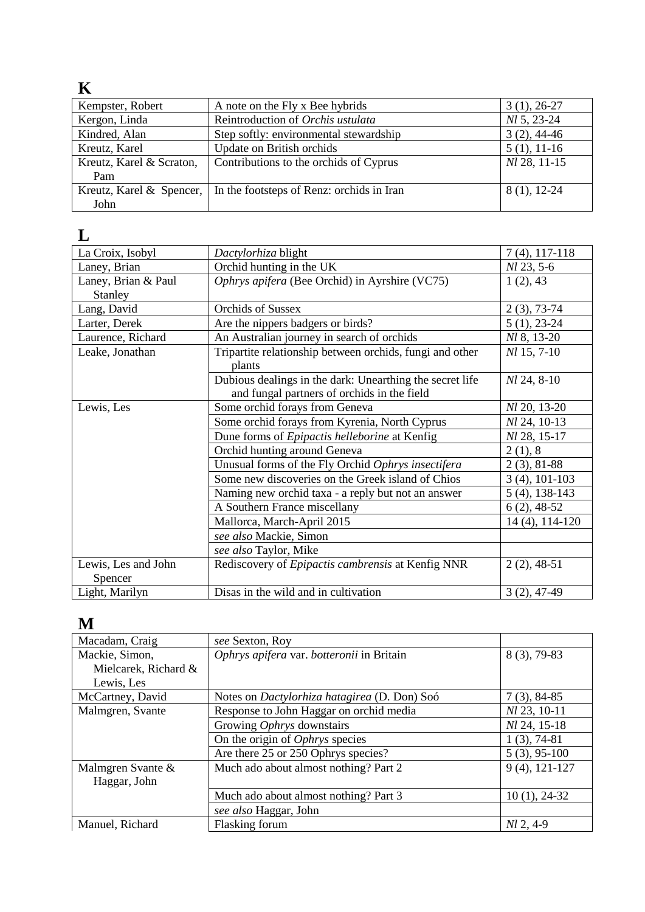## K

| | | |
|---|---|---|
| Kempster, Robert | A note on the Fly x Bee hybrids | 3 (1), 26-27 |
| Kergon, Linda | Reintroduction of *Orchis ustulata* | *Nl* 5, 23-24 |
| Kindred, Alan | Step softly: environmental stewardship | 3 (2), 44-46 |
| Kreutz, Karel | Update on British orchids | 5 (1), 11-16 |
| Kreutz, Karel & Scraton, Pam | Contributions to the orchids of Cyprus | *Nl* 28, 11-15 |
| Kreutz, Karel & Spencer, John | In the footsteps of Renz: orchids in Iran | 8 (1), 12-24 |

## L

| | | |
|---|---|---|
| La Croix, Isobyl | *Dactylorhiza* blight | 7 (4), 117-118 |
| Laney, Brian | Orchid hunting in the UK | *Nl* 23, 5-6 |
| Laney, Brian & Paul Stanley | *Ophrys apifera* (Bee Orchid) in Ayrshire (VC75) | 1 (2), 43 |
| Lang, David | Orchids of Sussex | 2 (3), 73-74 |
| Larter, Derek | Are the nippers badgers or birds? | 5 (1), 23-24 |
| Laurence, Richard | An Australian journey in search of orchids | *Nl* 8, 13-20 |
| Leake, Jonathan | Tripartite relationship between orchids, fungi and other plants | *Nl* 15, 7-10 |
| | Dubious dealings in the dark: Unearthing the secret life and fungal partners of orchids in the field | *Nl* 24, 8-10 |
| Lewis, Les | Some orchid forays from Geneva | *Nl* 20, 13-20 |
| | Some orchid forays from Kyrenia, North Cyprus | *Nl* 24, 10-13 |
| | Dune forms of *Epipactis helleborine* at Kenfig | *Nl* 28, 15-17 |
| | Orchid hunting around Geneva | 2 (1), 8 |
| | Unusual forms of the Fly Orchid *Ophrys insectifera* | 2 (3), 81-88 |
| | Some new discoveries on the Greek island of Chios | 3 (4), 101-103 |
| | Naming new orchid taxa - a reply but not an answer | 5 (4), 138-143 |
| | A Southern France miscellany | 6 (2), 48-52 |
| | Mallorca, March-April 2015 | 14 (4), 114-120 |
| | *see also* Mackie, Simon | |
| | *see also* Taylor, Mike | |
| Lewis, Les and John Spencer | Rediscovery of *Epipactis cambrensis* at Kenfig NNR | 2 (2), 48-51 |
| Light, Marilyn | Disas in the wild and in cultivation | 3 (2), 47-49 |

## M

| | | |
|---|---|---|
| Macadam, Craig | *see* Sexton, Roy | |
| Mackie, Simon, Mielcarek, Richard & Lewis, Les | *Ophrys apifera* var. *botteronii* in Britain | 8 (3), 79-83 |
| McCartney, David | Notes on *Dactylorhiza hatagirea* (D. Don) Soó | 7 (3), 84-85 |
| Malmgren, Svante | Response to John Haggar on orchid media | *Nl* 23, 10-11 |
| | Growing *Ophrys* downstairs | *Nl* 24, 15-18 |
| | On the origin of *Ophrys* species | 1 (3), 74-81 |
| | Are there 25 or 250 Ophrys species? | 5 (3), 95-100 |
| Malmgren Svante & Haggar, John | Much ado about almost nothing? Part 2 | 9 (4), 121-127 |
| | Much ado about almost nothing? Part 3 | 10 (1), 24-32 |
| | *see also* Haggar, John | |
| Manuel, Richard | Flasking forum | *Nl* 2, 4-9 |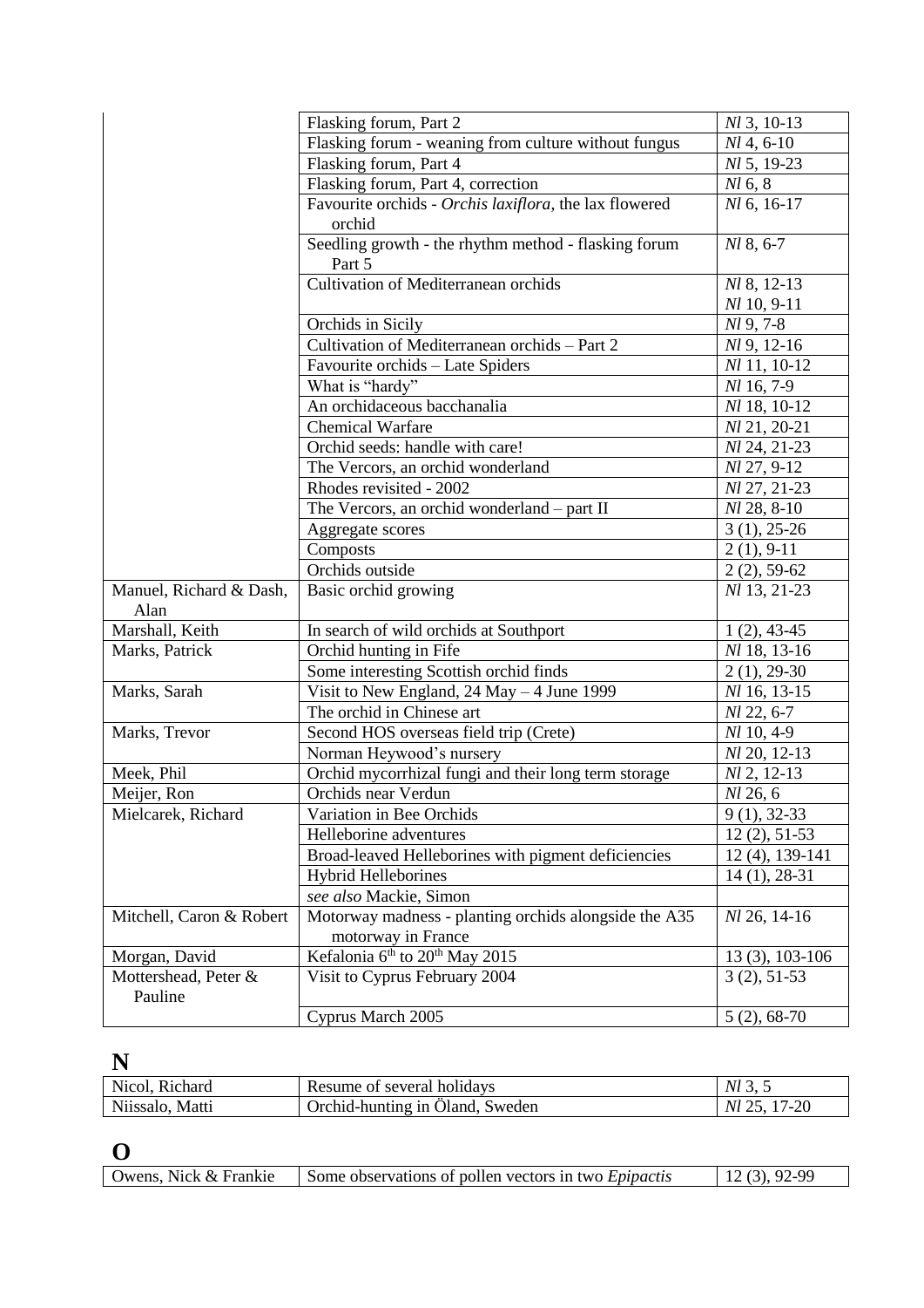| | | |
|---|---|---|
| | Flasking forum, Part 2 | *Nl* 3, 10-13 |
| | Flasking forum - weaning from culture without fungus | *Nl* 4, 6-10 |
| | Flasking forum, Part 4 | *Nl* 5, 19-23 |
| | Flasking forum, Part 4, correction | *Nl* 6, 8 |
| | Favourite orchids - *Orchis laxiflora*, the lax flowered orchid | *Nl* 6, 16-17 |
| | Seedling growth - the rhythm method - flasking forum Part 5 | *Nl* 8, 6-7 |
| | Cultivation of Mediterranean orchids | *Nl* 8, 12-13<br>*Nl* 10, 9-11 |
| | Orchids in Sicily | *Nl* 9, 7-8 |
| | Cultivation of Mediterranean orchids – Part 2 | *Nl* 9, 12-16 |
| | Favourite orchids – Late Spiders | *Nl* 11, 10-12 |
| | What is “hardy” | *Nl* 16, 7-9 |
| | An orchidaceous bacchanalia | *Nl* 18, 10-12 |
| | Chemical Warfare | *Nl* 21, 20-21 |
| | Orchid seeds: handle with care! | *Nl* 24, 21-23 |
| | The Vercors, an orchid wonderland | *Nl* 27, 9-12 |
| | Rhodes revisited - 2002 | *Nl* 27, 21-23 |
| | The Vercors, an orchid wonderland – part II | *Nl* 28, 8-10 |
| | Aggregate scores | 3 (1), 25-26 |
| | Composts | 2 (1), 9-11 |
| | Orchids outside | 2 (2), 59-62 |
| Manuel, Richard & Dash, Alan | Basic orchid growing | *Nl* 13, 21-23 |
| Marshall, Keith | In search of wild orchids at Southport | 1 (2), 43-45 |
| Marks, Patrick | Orchid hunting in Fife | *Nl* 18, 13-16 |
| | Some interesting Scottish orchid finds | 2 (1), 29-30 |
| Marks, Sarah | Visit to New England, 24 May – 4 June 1999 | *Nl* 16, 13-15 |
| | The orchid in Chinese art | *Nl* 22, 6-7 |
| Marks, Trevor | Second HOS overseas field trip (Crete) | *Nl* 10, 4-9 |
| | Norman Heywood’s nursery | *Nl* 20, 12-13 |
| Meek, Phil | Orchid mycorrhizal fungi and their long term storage | *Nl* 2, 12-13 |
| Meijer, Ron | Orchids near Verdun | *Nl* 26, 6 |
| Mielcarek, Richard | Variation in Bee Orchids | 9 (1), 32-33 |
| | Helleborine adventures | 12 (2), 51-53 |
| | Broad-leaved Helleborines with pigment deficiencies | 12 (4), 139-141 |
| | Hybrid Helleborines | 14 (1), 28-31 |
| | *see also* Mackie, Simon | |
| Mitchell, Caron & Robert | Motorway madness - planting orchids alongside the A35 motorway in France | *Nl* 26, 14-16 |
| Morgan, David | Kefalonia 6th to 20th May 2015 | 13 (3), 103-106 |
| Mottershead, Peter & Pauline | Visit to Cyprus February 2004 | 3 (2), 51-53 |
| | Cyprus March 2005 | 5 (2), 68-70 |

# N

| | | |
|---|---|---|
| Nicol, Richard | Resume of several holidays | *Nl* 3, 5 |
| Niissalo, Matti | Orchid-hunting in Öland, Sweden | *Nl* 25, 17-20 |

# O

| | | |
|---|---|---|
| Owens, Nick & Frankie | Some observations of pollen vectors in two *Epipactis* | 12 (3), 92-99 |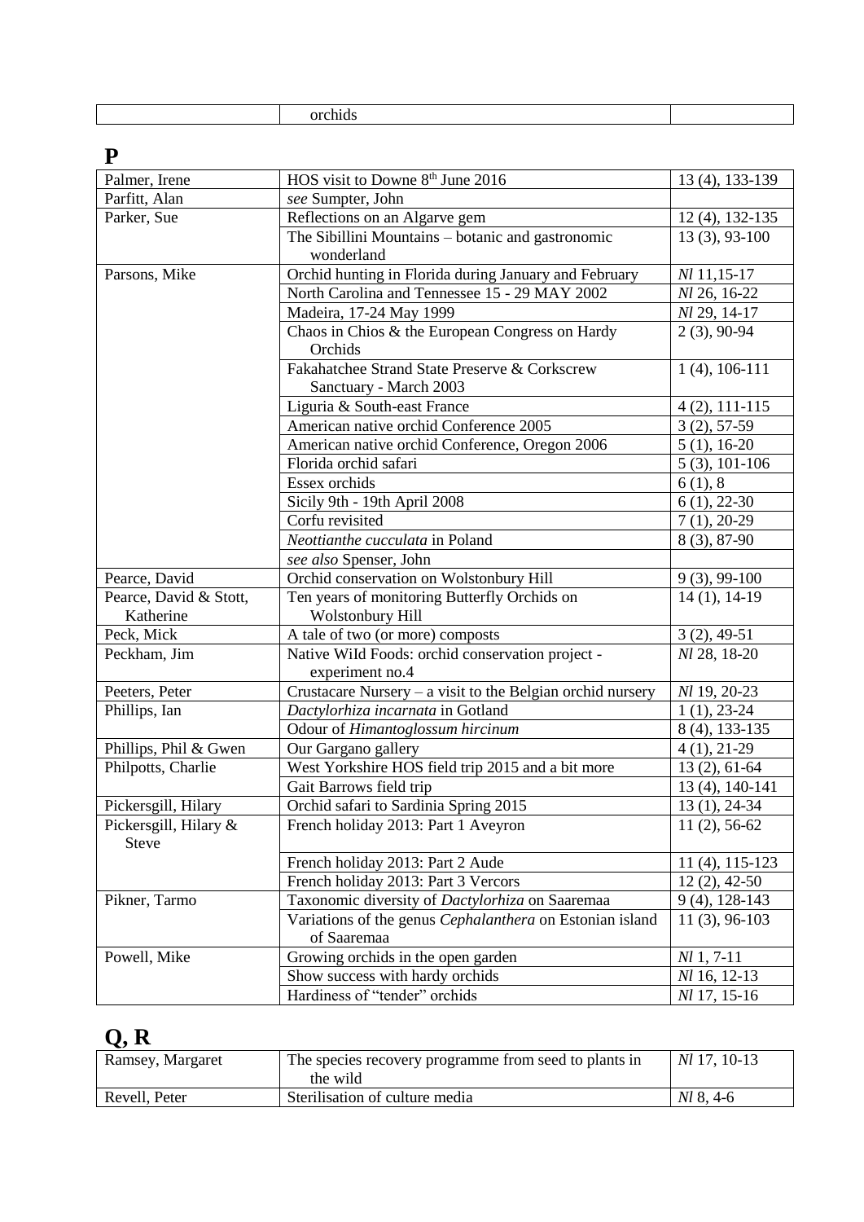| | orchids | |
|---|---|---|

## P

| | | |
|---|---|---|
| Palmer, Irene | HOS visit to Downe 8th June 2016 | 13 (4), 133-139 |
| Parfitt, Alan | *see* Sumpter, John | |
| Parker, Sue | Reflections on an Algarve gem | 12 (4), 132-135 |
| | The Sibillini Mountains – botanic and gastronomic wonderland | 13 (3), 93-100 |
| Parsons, Mike | Orchid hunting in Florida during January and February | *Nl* 11,15-17 |
| | North Carolina and Tennessee 15 - 29 MAY 2002 | *Nl* 26, 16-22 |
| | Madeira, 17-24 May 1999 | *Nl* 29, 14-17 |
| | Chaos in Chios & the European Congress on Hardy Orchids | 2 (3), 90-94 |
| | Fakahatchee Strand State Preserve & Corkscrew Sanctuary - March 2003 | 1 (4), 106-111 |
| | Liguria & South-east France | 4 (2), 111-115 |
| | American native orchid Conference 2005 | 3 (2), 57-59 |
| | American native orchid Conference, Oregon 2006 | 5 (1), 16-20 |
| | Florida orchid safari | 5 (3), 101-106 |
| | Essex orchids | 6 (1), 8 |
| | Sicily 9th - 19th April 2008 | 6 (1), 22-30 |
| | Corfu revisited | 7 (1), 20-29 |
| | *Neottianthe cucculata* in Poland | 8 (3), 87-90 |
| | *see also* Spenser, John | |
| Pearce, David | Orchid conservation on Wolstonbury Hill | 9 (3), 99-100 |
| Pearce, David & Stott, Katherine | Ten years of monitoring Butterfly Orchids on Wolstonbury Hill | 14 (1), 14-19 |
| Peck, Mick | A tale of two (or more) composts | 3 (2), 49-51 |
| Peckham, Jim | Native WiId Foods: orchid conservation project - experiment no.4 | *Nl* 28, 18-20 |
| Peeters, Peter | Crustacare Nursery – a visit to the Belgian orchid nursery | *Nl* 19, 20-23 |
| Phillips, Ian | *Dactylorhiza incarnata* in Gotland | 1 (1), 23-24 |
| | Odour of *Himantoglossum hircinum* | 8 (4), 133-135 |
| Phillips, Phil & Gwen | Our Gargano gallery | 4 (1), 21-29 |
| Philpotts, Charlie | West Yorkshire HOS field trip 2015 and a bit more | 13 (2), 61-64 |
| | Gait Barrows field trip | 13 (4), 140-141 |
| Pickersgill, Hilary | Orchid safari to Sardinia Spring 2015 | 13 (1), 24-34 |
| Pickersgill, Hilary & Steve | French holiday 2013: Part 1 Aveyron | 11 (2), 56-62 |
| | French holiday 2013: Part 2 Aude | 11 (4), 115-123 |
| | French holiday 2013: Part 3 Vercors | 12 (2), 42-50 |
| Pikner, Tarmo | Taxonomic diversity of *Dactylorhiza* on Saaremaa | 9 (4), 128-143 |
| | Variations of the genus *Cephalanthera* on Estonian island of Saaremaa | 11 (3), 96-103 |
| Powell, Mike | Growing orchids in the open garden | *Nl* 1, 7-11 |
| | Show success with hardy orchids | *Nl* 16, 12-13 |
| | Hardiness of "tender" orchids | *Nl* 17, 15-16 |

## Q, R

| | | |
|---|---|---|
| Ramsey, Margaret | The species recovery programme from seed to plants in the wild | *Nl* 17, 10-13 |
| Revell, Peter | Sterilisation of culture media | *Nl* 8, 4-6 |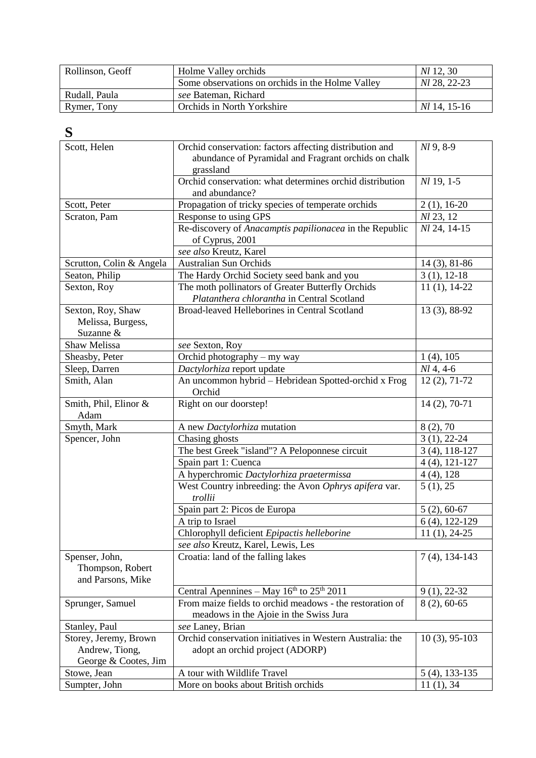| Rollinson, Geoff | Holme Valley orchids | *Nl* 12, 30 |
|---|---|---|
| | Some observations on orchids in the Holme Valley | *Nl* 28, 22-23 |
| Rudall, Paula | *see* Bateman, Richard | |
| Rymer, Tony | Orchids in North Yorkshire | *Nl* 14, 15-16 |

# S

| Scott, Helen | Orchid conservation: factors affecting distribution and abundance of Pyramidal and Fragrant orchids on chalk grassland | *Nl* 9, 8-9 |
|---|---|---|
| | Orchid conservation: what determines orchid distribution and abundance? | *Nl* 19, 1-5 |
| Scott, Peter | Propagation of tricky species of temperate orchids | 2 (1), 16-20 |
| Scraton, Pam | Response to using GPS | *Nl* 23, 12 |
| | Re-discovery of *Anacamptis papilionacea* in the Republic of Cyprus, 2001 | *Nl* 24, 14-15 |
| | *see also* Kreutz, Karel | |
| Scrutton, Colin & Angela | Australian Sun Orchids | 14 (3), 81-86 |
| Seaton, Philip | The Hardy Orchid Society seed bank and you | 3 (1), 12-18 |
| Sexton, Roy | The moth pollinators of Greater Butterfly Orchids *Platanthera chlorantha* in Central Scotland | 11 (1), 14-22 |
| Sexton, Roy, Shaw Melissa, Burgess, Suzanne & | Broad-leaved Helleborines in Central Scotland | 13 (3), 88-92 |
| Shaw Melissa | *see* Sexton, Roy | |
| Sheasby, Peter | Orchid photography – my way | 1 (4), 105 |
| Sleep, Darren | *Dactylorhiza* report update | *Nl* 4, 4-6 |
| Smith, Alan | An uncommon hybrid – Hebridean Spotted-orchid x Frog Orchid | 12 (2), 71-72 |
| Smith, Phil, Elinor & Adam | Right on our doorstep! | 14 (2), 70-71 |
| Smyth, Mark | A new *Dactylorhiza* mutation | 8 (2), 70 |
| Spencer, John | Chasing ghosts | 3 (1), 22-24 |
| | The best Greek "island"? A Peloponnese circuit | 3 (4), 118-127 |
| | Spain part 1: Cuenca | 4 (4), 121-127 |
| | A hyperchromic *Dactylorhiza praetermissa* | 4 (4), 128 |
| | West Country inbreeding: the Avon *Ophrys apifera* var. *trollii* | 5 (1), 25 |
| | Spain part 2: Picos de Europa | 5 (2), 60-67 |
| | A trip to Israel | 6 (4), 122-129 |
| | Chlorophyll deficient *Epipactis helleborine* | 11 (1), 24-25 |
| | *see also* Kreutz, Karel, Lewis, Les | |
| Spenser, John, Thompson, Robert and Parsons, Mike | Croatia: land of the falling lakes | 7 (4), 134-143 |
| | Central Apennines – May 16th to 25th 2011 | 9 (1), 22-32 |
| Sprunger, Samuel | From maize fields to orchid meadows - the restoration of meadows in the Ajoie in the Swiss Jura | 8 (2), 60-65 |
| Stanley, Paul | *see* Laney, Brian | |
| Storey, Jeremy, Brown Andrew, Tiong, George & Cootes, Jim | Orchid conservation initiatives in Western Australia: the adopt an orchid project (ADORP) | 10 (3), 95-103 |
| Stowe, Jean | A tour with Wildlife Travel | 5 (4), 133-135 |
| Sumpter, John | More on books about British orchids | 11 (1), 34 |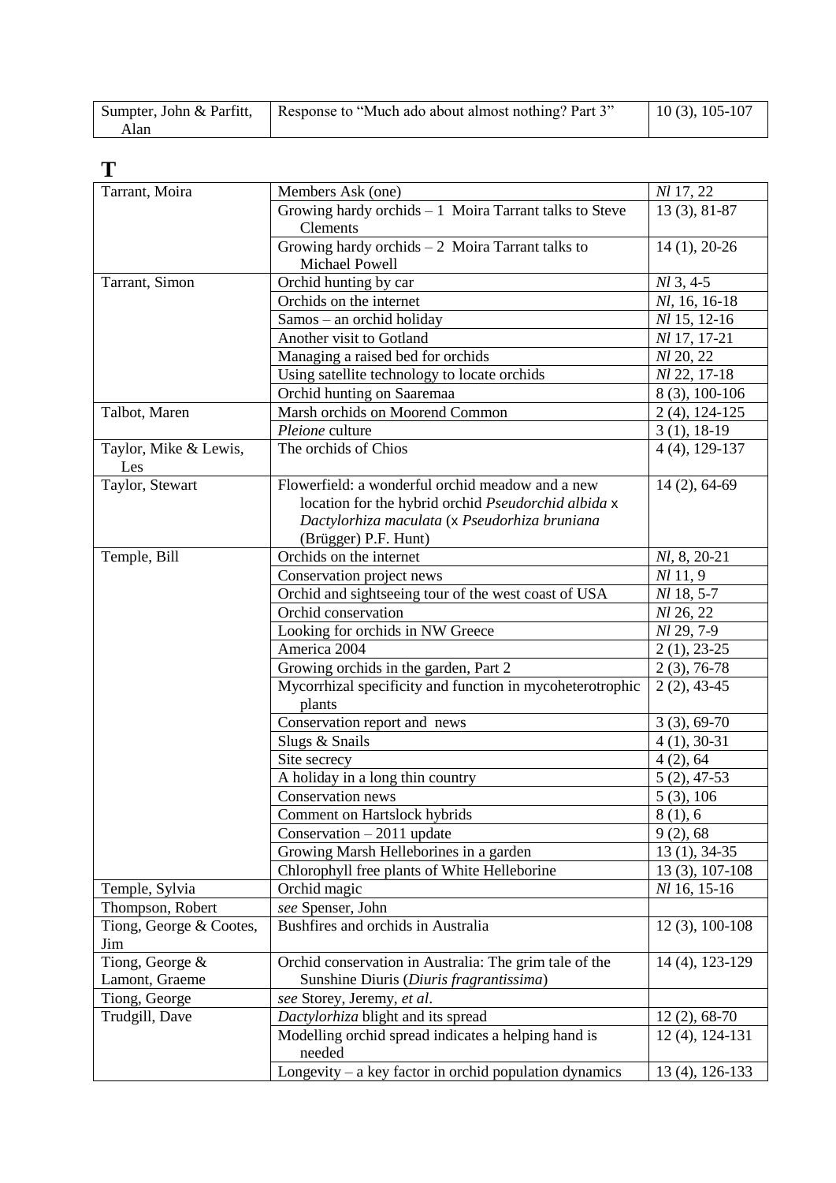| Sumpter, John & Parfitt, Alan | Response to “Much ado about almost nothing? Part 3” | 10 (3), 105-107 |
|---|---|---|

# T

| | | |
|---|---|---|
| Tarrant, Moira | Members Ask (one) | *Nl* 17, 22 |
| | Growing hardy orchids – 1 Moira Tarrant talks to Steve Clements | 13 (3), 81-87 |
| | Growing hardy orchids – 2 Moira Tarrant talks to Michael Powell | 14 (1), 20-26 |
| Tarrant, Simon | Orchid hunting by car | *Nl* 3, 4-5 |
| | Orchids on the internet | *Nl*, 16, 16-18 |
| | Samos – an orchid holiday | *Nl* 15, 12-16 |
| | Another visit to Gotland | *Nl* 17, 17-21 |
| | Managing a raised bed for orchids | *Nl* 20, 22 |
| | Using satellite technology to locate orchids | *Nl* 22, 17-18 |
| | Orchid hunting on Saaremaa | 8 (3), 100-106 |
| Talbot, Maren | Marsh orchids on Moorend Common | 2 (4), 124-125 |
| | *Pleione* culture | 3 (1), 18-19 |
| Taylor, Mike & Lewis, Les | The orchids of Chios | 4 (4), 129-137 |
| Taylor, Stewart | Flowerfield: a wonderful orchid meadow and a new location for the hybrid orchid *Pseudorchid albida* x *Dactylorhiza maculata* (x *Pseudorhiza bruniana* (Brügger) P.F. Hunt) | 14 (2), 64-69 |
| Temple, Bill | Orchids on the internet | *Nl*, 8, 20-21 |
| | Conservation project news | *Nl* 11, 9 |
| | Orchid and sightseeing tour of the west coast of USA | *Nl* 18, 5-7 |
| | Orchid conservation | *Nl* 26, 22 |
| | Looking for orchids in NW Greece | *Nl* 29, 7-9 |
| | America 2004 | 2 (1), 23-25 |
| | Growing orchids in the garden, Part 2 | 2 (3), 76-78 |
| | Mycorrhizal specificity and function in mycoheterotrophic plants | 2 (2), 43-45 |
| | Conservation report and news | 3 (3), 69-70 |
| | Slugs & Snails | 4 (1), 30-31 |
| | Site secrecy | 4 (2), 64 |
| | A holiday in a long thin country | 5 (2), 47-53 |
| | Conservation news | 5 (3), 106 |
| | Comment on Hartslock hybrids | 8 (1), 6 |
| | Conservation – 2011 update | 9 (2), 68 |
| | Growing Marsh Helleborines in a garden | 13 (1), 34-35 |
| | Chlorophyll free plants of White Helleborine | 13 (3), 107-108 |
| Temple, Sylvia | Orchid magic | *Nl* 16, 15-16 |
| Thompson, Robert | *see* Spenser, John | |
| Tiong, George & Cootes, Jim | Bushfires and orchids in Australia | 12 (3), 100-108 |
| Tiong, George & Lamont, Graeme | Orchid conservation in Australia: The grim tale of the Sunshine Diuris (*Diuris fragrantissima*) | 14 (4), 123-129 |
| Tiong, George | *see* Storey, Jeremy, *et al*. | |
| Trudgill, Dave | *Dactylorhiza* blight and its spread | 12 (2), 68-70 |
| | Modelling orchid spread indicates a helping hand is needed | 12 (4), 124-131 |
| | Longevity – a key factor in orchid population dynamics | 13 (4), 126-133 |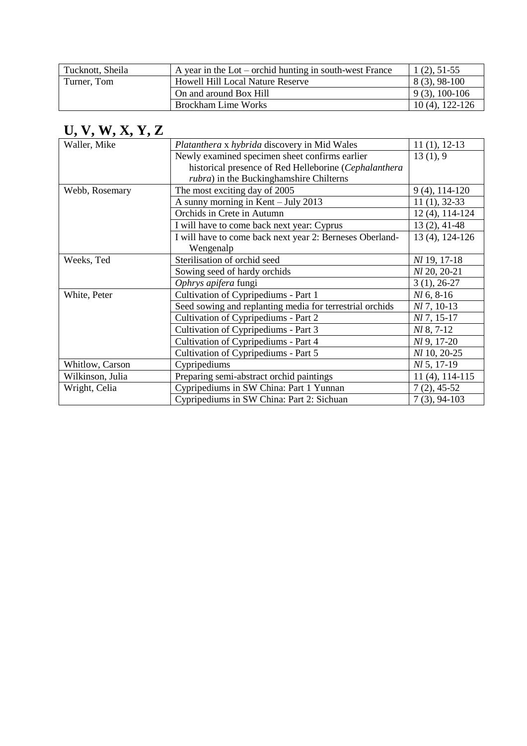| | | |
|---|---|---|
| Tucknott, Sheila | A year in the Lot – orchid hunting in south-west France | 1 (2), 51-55 |
| Turner, Tom | Howell Hill Local Nature Reserve | 8 (3), 98-100 |
| | On and around Box Hill | 9 (3), 100-106 |
| | Brockham Lime Works | 10 (4), 122-126 |

## U, V, W, X, Y, Z

| | | |
|---|---|---|
| Waller, Mike | *Platanthera* x *hybrida* discovery in Mid Wales | 11 (1), 12-13 |
| | Newly examined specimen sheet confirms earlier historical presence of Red Helleborine (*Cephalanthera rubra*) in the Buckinghamshire Chilterns | 13 (1), 9 |
| Webb, Rosemary | The most exciting day of 2005 | 9 (4), 114-120 |
| | A sunny morning in Kent – July 2013 | 11 (1), 32-33 |
| | Orchids in Crete in Autumn | 12 (4), 114-124 |
| | I will have to come back next year: Cyprus | 13 (2), 41-48 |
| | I will have to come back next year 2: Berneses Oberland-Wengenalp | 13 (4), 124-126 |
| Weeks, Ted | Sterilisation of orchid seed | *Nl* 19, 17-18 |
| | Sowing seed of hardy orchids | *Nl* 20, 20-21 |
| | *Ophrys apifera* fungi | 3 (1), 26-27 |
| White, Peter | Cultivation of Cypripediums - Part 1 | *Nl* 6, 8-16 |
| | Seed sowing and replanting media for terrestrial orchids | *Nl* 7, 10-13 |
| | Cultivation of Cypripediums - Part 2 | *Nl* 7, 15-17 |
| | Cultivation of Cypripediums - Part 3 | *Nl* 8, 7-12 |
| | Cultivation of Cypripediums - Part 4 | *Nl* 9, 17-20 |
| | Cultivation of Cypripediums - Part 5 | *Nl* 10, 20-25 |
| Whitlow, Carson | Cypripediums | *Nl* 5, 17-19 |
| Wilkinson, Julia | Preparing semi-abstract orchid paintings | 11 (4), 114-115 |
| Wright, Celia | Cypripediums in SW China: Part 1 Yunnan | 7 (2), 45-52 |
| | Cypripediums in SW China: Part 2: Sichuan | 7 (3), 94-103 |